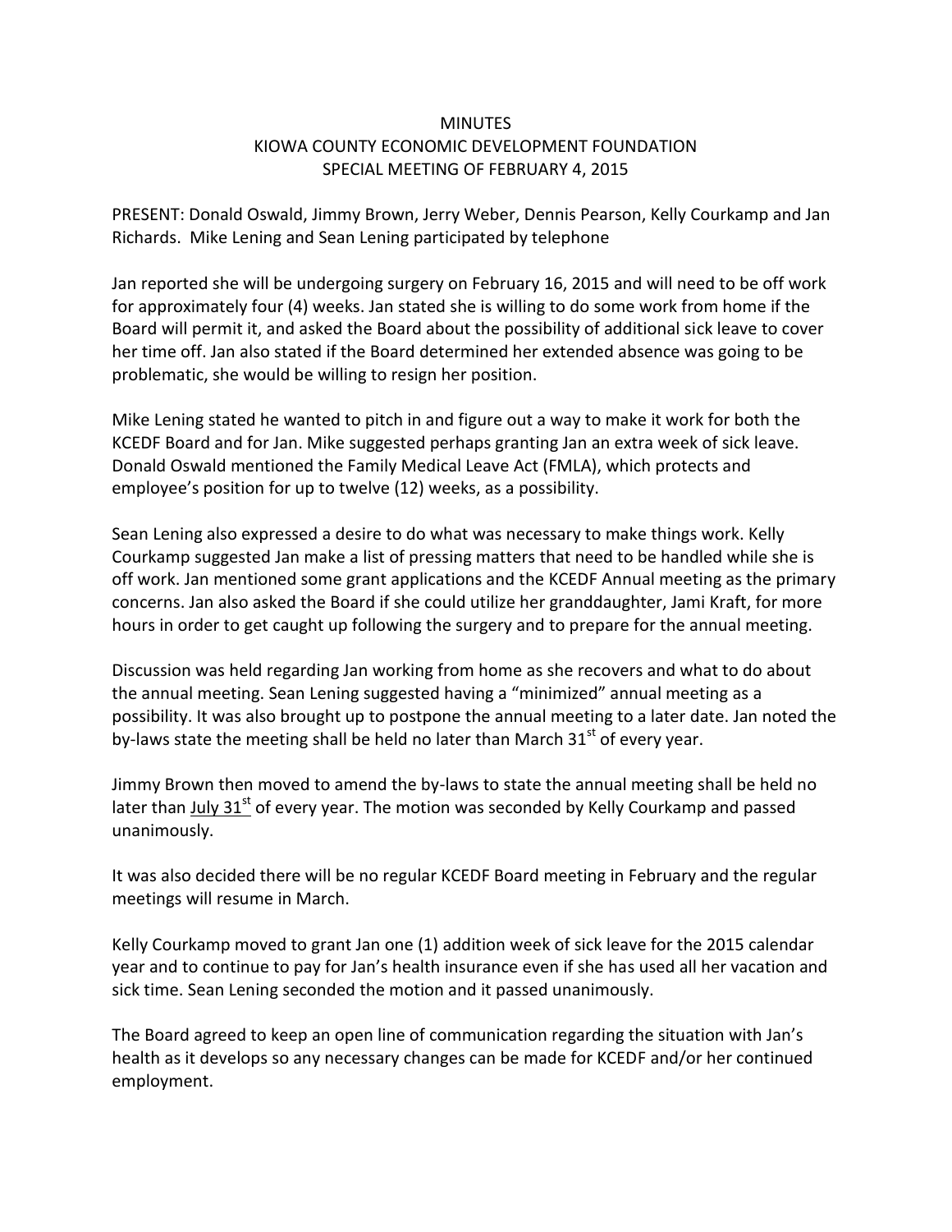MINUTES
KIOWA COUNTY ECONOMIC DEVELOPMENT FOUNDATION
SPECIAL MEETING OF FEBRUARY 4, 2015

PRESENT: Donald Oswald, Jimmy Brown, Jerry Weber, Dennis Pearson, Kelly Courkamp and Jan Richards. Mike Lening and Sean Lening participated by telephone

Jan reported she will be undergoing surgery on February 16, 2015 and will need to be off work for approximately four (4) weeks. Jan stated she is willing to do some work from home if the Board will permit it, and asked the Board about the possibility of additional sick leave to cover her time off. Jan also stated if the Board determined her extended absence was going to be problematic, she would be willing to resign her position.

Mike Lening stated he wanted to pitch in and figure out a way to make it work for both the KCEDF Board and for Jan. Mike suggested perhaps granting Jan an extra week of sick leave. Donald Oswald mentioned the Family Medical Leave Act (FMLA), which protects and employee's position for up to twelve (12) weeks, as a possibility.

Sean Lening also expressed a desire to do what was necessary to make things work. Kelly Courkamp suggested Jan make a list of pressing matters that need to be handled while she is off work. Jan mentioned some grant applications and the KCEDF Annual meeting as the primary concerns. Jan also asked the Board if she could utilize her granddaughter, Jami Kraft, for more hours in order to get caught up following the surgery and to prepare for the annual meeting.

Discussion was held regarding Jan working from home as she recovers and what to do about the annual meeting. Sean Lening suggested having a "minimized" annual meeting as a possibility. It was also brought up to postpone the annual meeting to a later date. Jan noted the by-laws state the meeting shall be held no later than March 31st of every year.

Jimmy Brown then moved to amend the by-laws to state the annual meeting shall be held no later than <u>July 31st</u> of every year. The motion was seconded by Kelly Courkamp and passed unanimously.

It was also decided there will be no regular KCEDF Board meeting in February and the regular meetings will resume in March.

Kelly Courkamp moved to grant Jan one (1) addition week of sick leave for the 2015 calendar year and to continue to pay for Jan's health insurance even if she has used all her vacation and sick time. Sean Lening seconded the motion and it passed unanimously.

The Board agreed to keep an open line of communication regarding the situation with Jan's health as it develops so any necessary changes can be made for KCEDF and/or her continued employment.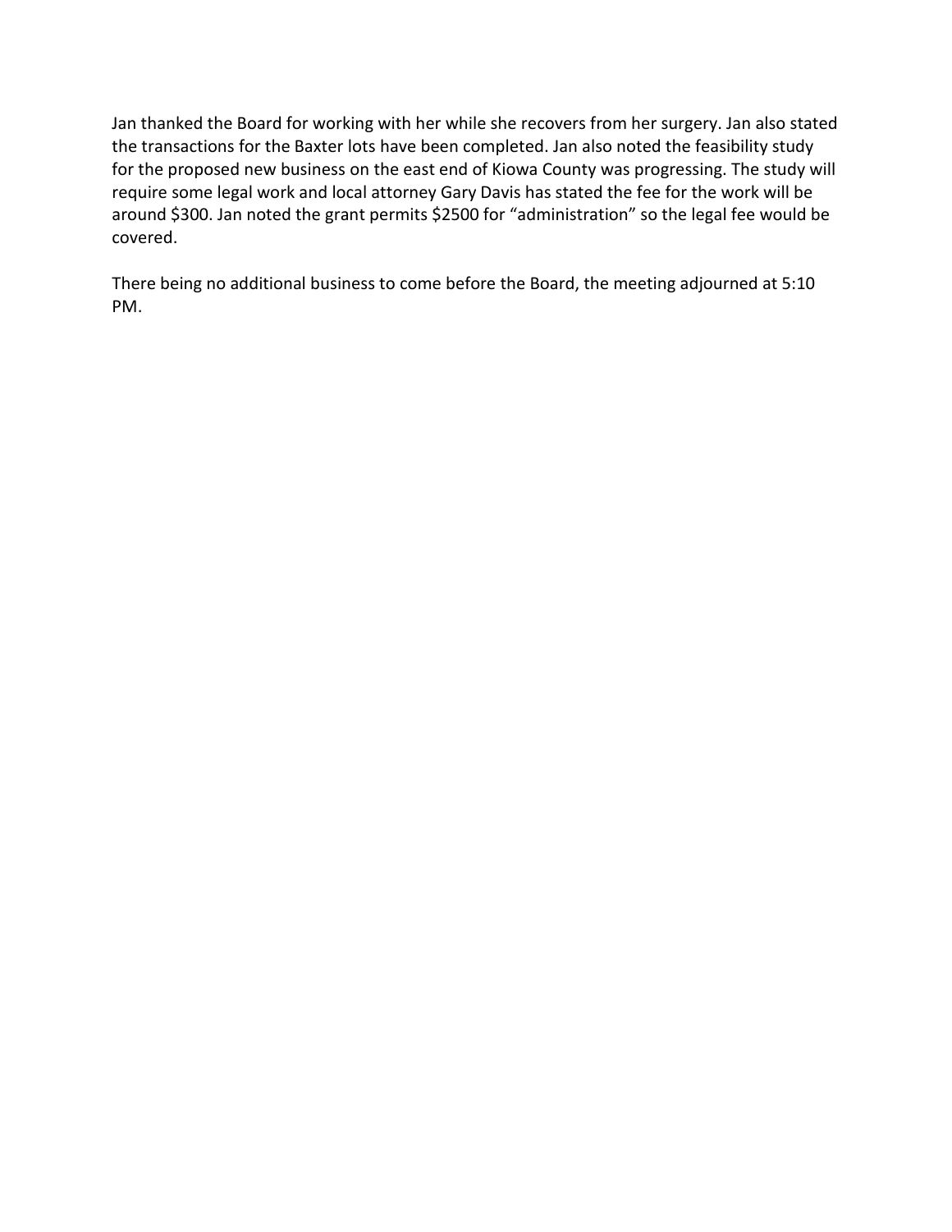Jan thanked the Board for working with her while she recovers from her surgery. Jan also stated the transactions for the Baxter lots have been completed. Jan also noted the feasibility study for the proposed new business on the east end of Kiowa County was progressing. The study will require some legal work and local attorney Gary Davis has stated the fee for the work will be around $300. Jan noted the grant permits $2500 for "administration" so the legal fee would be covered.

There being no additional business to come before the Board, the meeting adjourned at 5:10 PM.